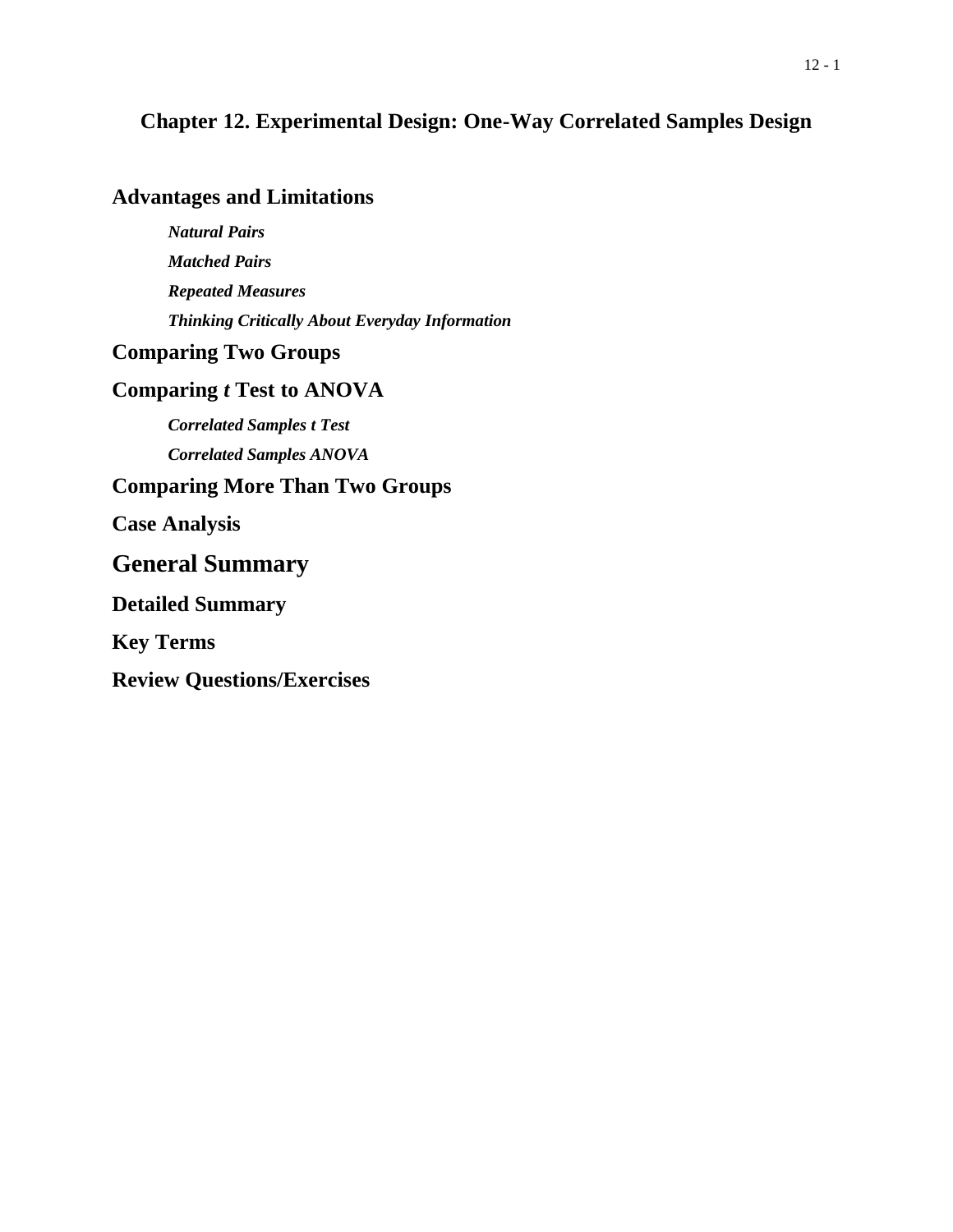# Chapter 12. Experimental Design: One-Way Correlated Samples Design

## Advantages and Limitations

***Natural Pairs***

***Matched Pairs***

***Repeated Measures***

***Thinking Critically About Everyday Information***

## Comparing Two Groups

## Comparing *t* Test to ANOVA

***Correlated Samples t Test***

***Correlated Samples ANOVA***

## Comparing More Than Two Groups

## Case Analysis

## General Summary

## Detailed Summary

## Key Terms

## Review Questions/Exercises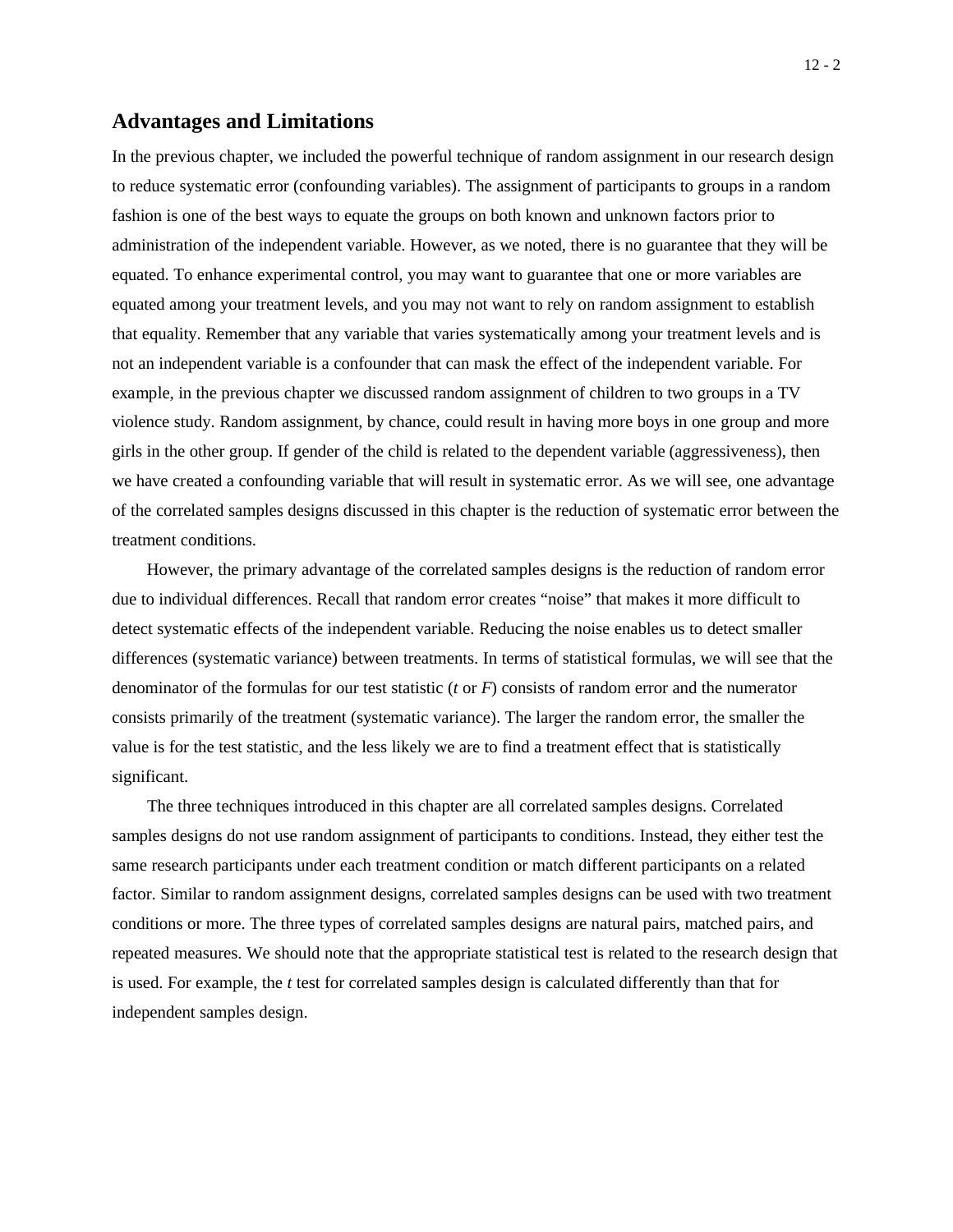## Advantages and Limitations

In the previous chapter, we included the powerful technique of random assignment in our research design to reduce systematic error (confounding variables). The assignment of participants to groups in a random fashion is one of the best ways to equate the groups on both known and unknown factors prior to administration of the independent variable. However, as we noted, there is no guarantee that they will be equated. To enhance experimental control, you may want to guarantee that one or more variables are equated among your treatment levels, and you may not want to rely on random assignment to establish that equality. Remember that any variable that varies systematically among your treatment levels and is not an independent variable is a confounder that can mask the effect of the independent variable. For example, in the previous chapter we discussed random assignment of children to two groups in a TV violence study. Random assignment, by chance, could result in having more boys in one group and more girls in the other group. If gender of the child is related to the dependent variable (aggressiveness), then we have created a confounding variable that will result in systematic error. As we will see, one advantage of the correlated samples designs discussed in this chapter is the reduction of systematic error between the treatment conditions.

However, the primary advantage of the correlated samples designs is the reduction of random error due to individual differences. Recall that random error creates "noise" that makes it more difficult to detect systematic effects of the independent variable. Reducing the noise enables us to detect smaller differences (systematic variance) between treatments. In terms of statistical formulas, we will see that the denominator of the formulas for our test statistic ($t$ or $F$) consists of random error and the numerator consists primarily of the treatment (systematic variance). The larger the random error, the smaller the value is for the test statistic, and the less likely we are to find a treatment effect that is statistically significant.

The three techniques introduced in this chapter are all correlated samples designs. Correlated samples designs do not use random assignment of participants to conditions. Instead, they either test the same research participants under each treatment condition or match different participants on a related factor. Similar to random assignment designs, correlated samples designs can be used with two treatment conditions or more. The three types of correlated samples designs are natural pairs, matched pairs, and repeated measures. We should note that the appropriate statistical test is related to the research design that is used. For example, the $t$ test for correlated samples design is calculated differently than that for independent samples design.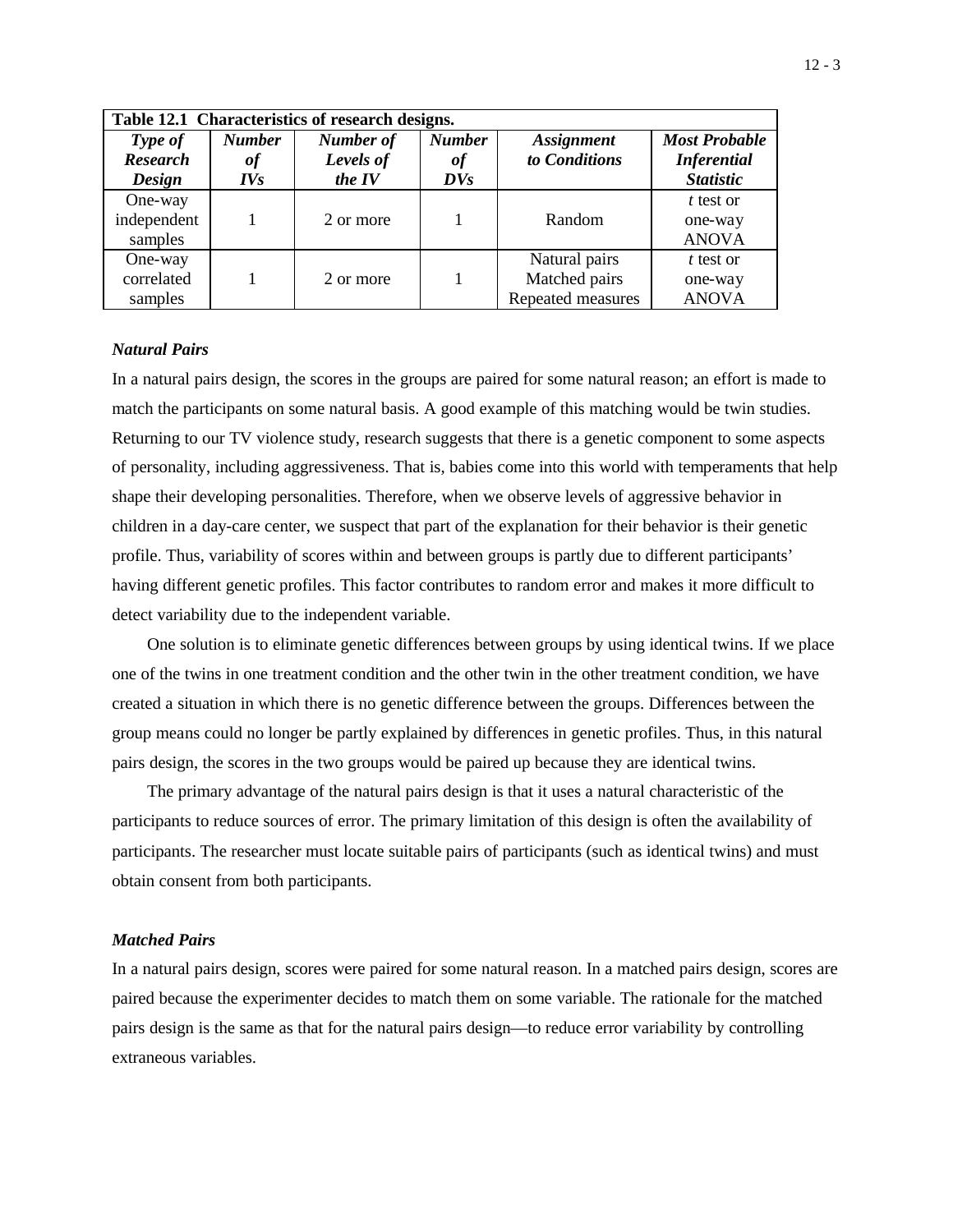**Table 12.1 Characteristics of research designs.**

| ***Type of Research Design*** | ***Number of IVs*** | ***Number of Levels of the IV*** | ***Number of DVs*** | ***Assignment to Conditions*** | ***Most Probable Inferential Statistic*** |
|---|---|---|---|---|---|
| One-way independent samples | 1 | 2 or more | 1 | Random | *t* test or one-way ANOVA |
| One-way correlated samples | 1 | 2 or more | 1 | Natural pairs Matched pairs Repeated measures | *t* test or one-way ANOVA |

***Natural Pairs***

In a natural pairs design, the scores in the groups are paired for some natural reason; an effort is made to match the participants on some natural basis. A good example of this matching would be twin studies. Returning to our TV violence study, research suggests that there is a genetic component to some aspects of personality, including aggressiveness. That is, babies come into this world with temperaments that help shape their developing personalities. Therefore, when we observe levels of aggressive behavior in children in a day-care center, we suspect that part of the explanation for their behavior is their genetic profile. Thus, variability of scores within and between groups is partly due to different participants' having different genetic profiles. This factor contributes to random error and makes it more difficult to detect variability due to the independent variable.

One solution is to eliminate genetic differences between groups by using identical twins. If we place one of the twins in one treatment condition and the other twin in the other treatment condition, we have created a situation in which there is no genetic difference between the groups. Differences between the group means could no longer be partly explained by differences in genetic profiles. Thus, in this natural pairs design, the scores in the two groups would be paired up because they are identical twins.

The primary advantage of the natural pairs design is that it uses a natural characteristic of the participants to reduce sources of error. The primary limitation of this design is often the availability of participants. The researcher must locate suitable pairs of participants (such as identical twins) and must obtain consent from both participants.

***Matched Pairs***

In a natural pairs design, scores were paired for some natural reason. In a matched pairs design, scores are paired because the experimenter decides to match them on some variable. The rationale for the matched pairs design is the same as that for the natural pairs design—to reduce error variability by controlling extraneous variables.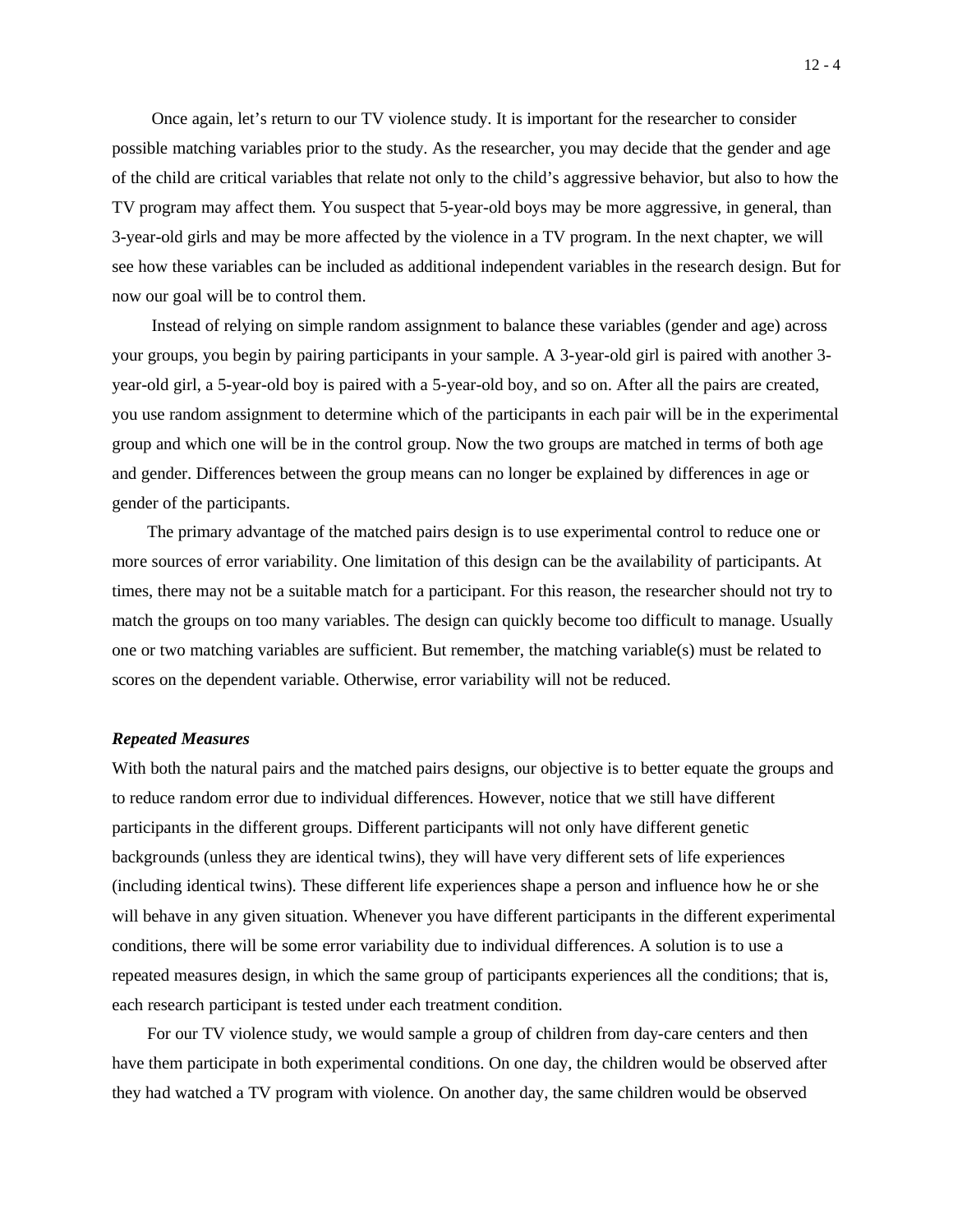Once again, let's return to our TV violence study. It is important for the researcher to consider possible matching variables prior to the study. As the researcher, you may decide that the gender and age of the child are critical variables that relate not only to the child's aggressive behavior, but also to how the TV program may affect them. You suspect that 5-year-old boys may be more aggressive, in general, than 3-year-old girls and may be more affected by the violence in a TV program. In the next chapter, we will see how these variables can be included as additional independent variables in the research design. But for now our goal will be to control them.

Instead of relying on simple random assignment to balance these variables (gender and age) across your groups, you begin by pairing participants in your sample. A 3-year-old girl is paired with another 3-year-old girl, a 5-year-old boy is paired with a 5-year-old boy, and so on. After all the pairs are created, you use random assignment to determine which of the participants in each pair will be in the experimental group and which one will be in the control group. Now the two groups are matched in terms of both age and gender. Differences between the group means can no longer be explained by differences in age or gender of the participants.

The primary advantage of the matched pairs design is to use experimental control to reduce one or more sources of error variability. One limitation of this design can be the availability of participants. At times, there may not be a suitable match for a participant. For this reason, the researcher should not try to match the groups on too many variables. The design can quickly become too difficult to manage. Usually one or two matching variables are sufficient. But remember, the matching variable(s) must be related to scores on the dependent variable. Otherwise, error variability will not be reduced.

***Repeated Measures***

With both the natural pairs and the matched pairs designs, our objective is to better equate the groups and to reduce random error due to individual differences. However, notice that we still have different participants in the different groups. Different participants will not only have different genetic backgrounds (unless they are identical twins), they will have very different sets of life experiences (including identical twins). These different life experiences shape a person and influence how he or she will behave in any given situation. Whenever you have different participants in the different experimental conditions, there will be some error variability due to individual differences. A solution is to use a repeated measures design, in which the same group of participants experiences all the conditions; that is, each research participant is tested under each treatment condition.

For our TV violence study, we would sample a group of children from day-care centers and then have them participate in both experimental conditions. On one day, the children would be observed after they had watched a TV program with violence. On another day, the same children would be observed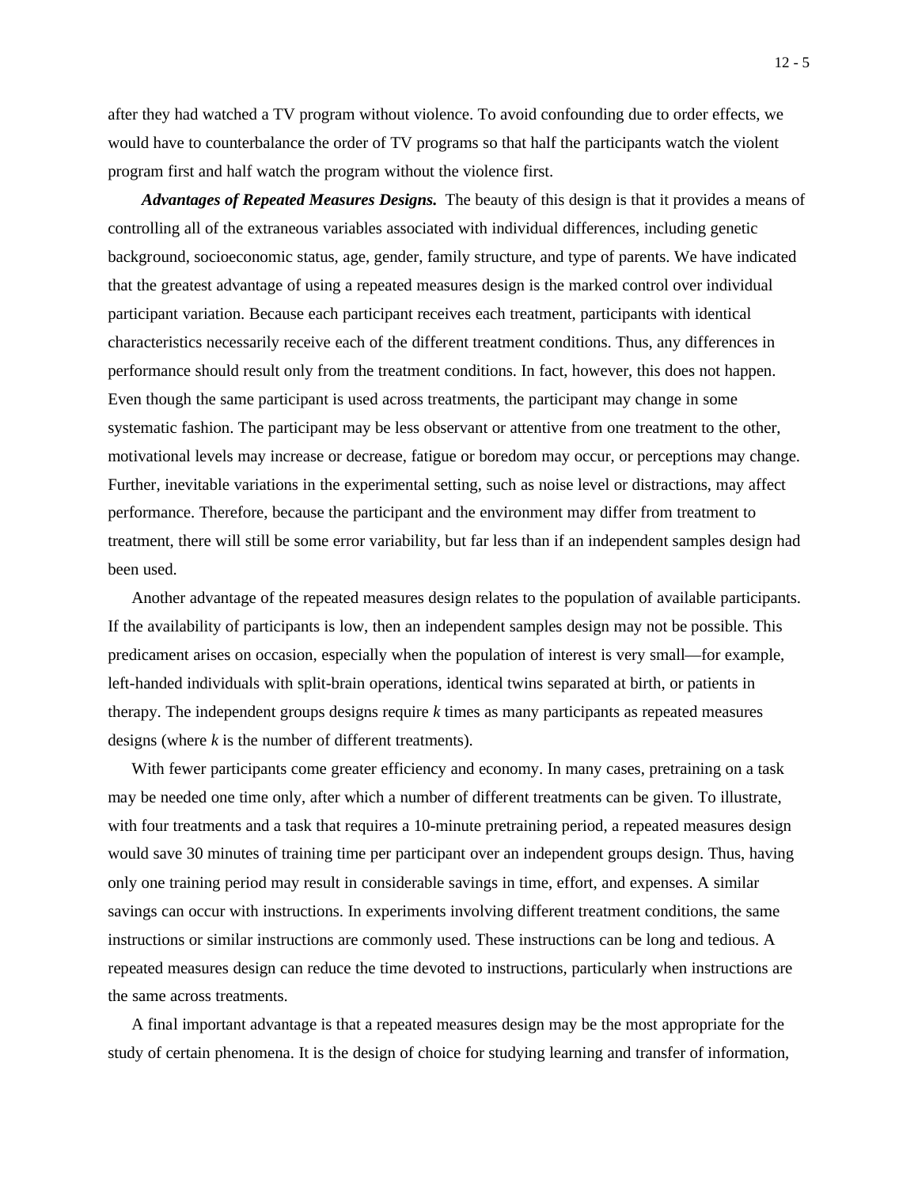after they had watched a TV program without violence. To avoid confounding due to order effects, we would have to counterbalance the order of TV programs so that half the participants watch the violent program first and half watch the program without the violence first.

***Advantages of Repeated Measures Designs.*** The beauty of this design is that it provides a means of controlling all of the extraneous variables associated with individual differences, including genetic background, socioeconomic status, age, gender, family structure, and type of parents. We have indicated that the greatest advantage of using a repeated measures design is the marked control over individual participant variation. Because each participant receives each treatment, participants with identical characteristics necessarily receive each of the different treatment conditions. Thus, any differences in performance should result only from the treatment conditions. In fact, however, this does not happen. Even though the same participant is used across treatments, the participant may change in some systematic fashion. The participant may be less observant or attentive from one treatment to the other, motivational levels may increase or decrease, fatigue or boredom may occur, or perceptions may change. Further, inevitable variations in the experimental setting, such as noise level or distractions, may affect performance. Therefore, because the participant and the environment may differ from treatment to treatment, there will still be some error variability, but far less than if an independent samples design had been used.

Another advantage of the repeated measures design relates to the population of available participants. If the availability of participants is low, then an independent samples design may not be possible. This predicament arises on occasion, especially when the population of interest is very small—for example, left-handed individuals with split-brain operations, identical twins separated at birth, or patients in therapy. The independent groups designs require $k$ times as many participants as repeated measures designs (where $k$ is the number of different treatments).

With fewer participants come greater efficiency and economy. In many cases, pretraining on a task may be needed one time only, after which a number of different treatments can be given. To illustrate, with four treatments and a task that requires a 10-minute pretraining period, a repeated measures design would save 30 minutes of training time per participant over an independent groups design. Thus, having only one training period may result in considerable savings in time, effort, and expenses. A similar savings can occur with instructions. In experiments involving different treatment conditions, the same instructions or similar instructions are commonly used. These instructions can be long and tedious. A repeated measures design can reduce the time devoted to instructions, particularly when instructions are the same across treatments.

A final important advantage is that a repeated measures design may be the most appropriate for the study of certain phenomena. It is the design of choice for studying learning and transfer of information,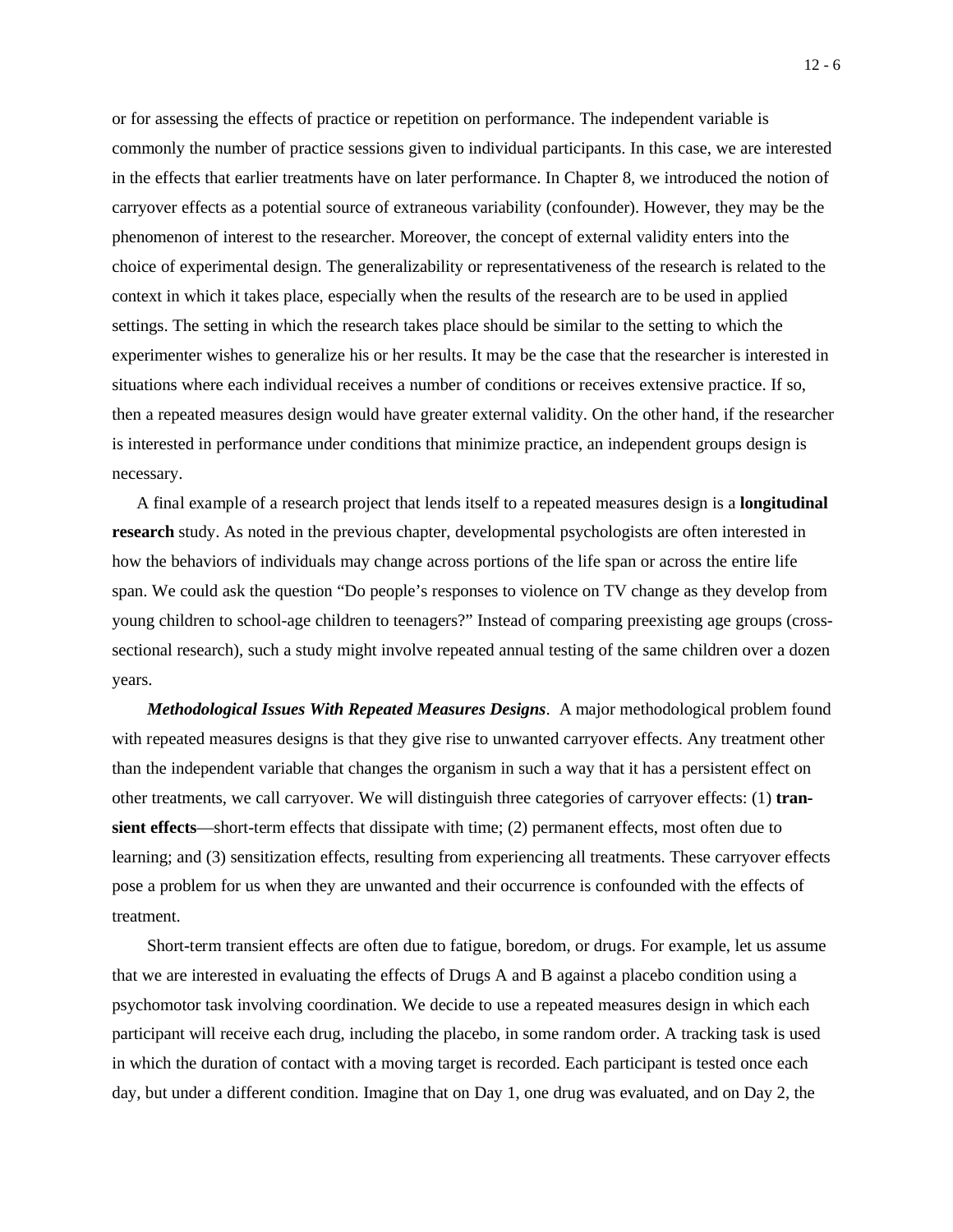or for assessing the effects of practice or repetition on performance. The independent variable is commonly the number of practice sessions given to individual participants. In this case, we are interested in the effects that earlier treatments have on later performance. In Chapter 8, we introduced the notion of carryover effects as a potential source of extraneous variability (confounder). However, they may be the phenomenon of interest to the researcher. Moreover, the concept of external validity enters into the choice of experimental design. The generalizability or representativeness of the research is related to the context in which it takes place, especially when the results of the research are to be used in applied settings. The setting in which the research takes place should be similar to the setting to which the experimenter wishes to generalize his or her results. It may be the case that the researcher is interested in situations where each individual receives a number of conditions or receives extensive practice. If so, then a repeated measures design would have greater external validity. On the other hand, if the researcher is interested in performance under conditions that minimize practice, an independent groups design is necessary.

A final example of a research project that lends itself to a repeated measures design is a **longitudinal research** study. As noted in the previous chapter, developmental psychologists are often interested in how the behaviors of individuals may change across portions of the life span or across the entire life span. We could ask the question "Do people's responses to violence on TV change as they develop from young children to school-age children to teenagers?" Instead of comparing preexisting age groups (cross-sectional research), such a study might involve repeated annual testing of the same children over a dozen years.

***Methodological Issues With Repeated Measures Designs***. A major methodological problem found with repeated measures designs is that they give rise to unwanted carryover effects. Any treatment other than the independent variable that changes the organism in such a way that it has a persistent effect on other treatments, we call carryover. We will distinguish three categories of carryover effects: (1) **transient effects**—short-term effects that dissipate with time; (2) permanent effects, most often due to learning; and (3) sensitization effects, resulting from experiencing all treatments. These carryover effects pose a problem for us when they are unwanted and their occurrence is confounded with the effects of treatment.

Short-term transient effects are often due to fatigue, boredom, or drugs. For example, let us assume that we are interested in evaluating the effects of Drugs A and B against a placebo condition using a psychomotor task involving coordination. We decide to use a repeated measures design in which each participant will receive each drug, including the placebo, in some random order. A tracking task is used in which the duration of contact with a moving target is recorded. Each participant is tested once each day, but under a different condition. Imagine that on Day 1, one drug was evaluated, and on Day 2, the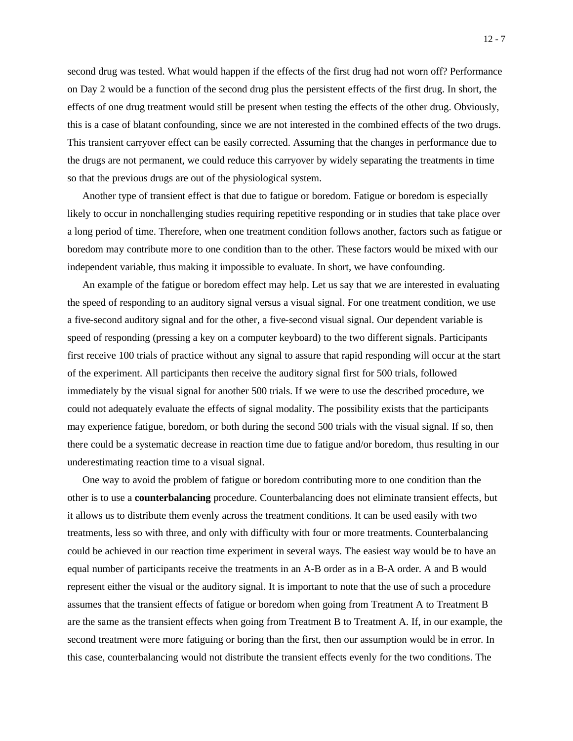second drug was tested. What would happen if the effects of the first drug had not worn off? Performance on Day 2 would be a function of the second drug plus the persistent effects of the first drug. In short, the effects of one drug treatment would still be present when testing the effects of the other drug. Obviously, this is a case of blatant confounding, since we are not interested in the combined effects of the two drugs. This transient carryover effect can be easily corrected. Assuming that the changes in performance due to the drugs are not permanent, we could reduce this carryover by widely separating the treatments in time so that the previous drugs are out of the physiological system.

Another type of transient effect is that due to fatigue or boredom. Fatigue or boredom is especially likely to occur in nonchallenging studies requiring repetitive responding or in studies that take place over a long period of time. Therefore, when one treatment condition follows another, factors such as fatigue or boredom may contribute more to one condition than to the other. These factors would be mixed with our independent variable, thus making it impossible to evaluate. In short, we have confounding.

An example of the fatigue or boredom effect may help. Let us say that we are interested in evaluating the speed of responding to an auditory signal versus a visual signal. For one treatment condition, we use a five-second auditory signal and for the other, a five-second visual signal. Our dependent variable is speed of responding (pressing a key on a computer keyboard) to the two different signals. Participants first receive 100 trials of practice without any signal to assure that rapid responding will occur at the start of the experiment. All participants then receive the auditory signal first for 500 trials, followed immediately by the visual signal for another 500 trials. If we were to use the described procedure, we could not adequately evaluate the effects of signal modality. The possibility exists that the participants may experience fatigue, boredom, or both during the second 500 trials with the visual signal. If so, then there could be a systematic decrease in reaction time due to fatigue and/or boredom, thus resulting in our underestimating reaction time to a visual signal.

One way to avoid the problem of fatigue or boredom contributing more to one condition than the other is to use a **counterbalancing** procedure. Counterbalancing does not eliminate transient effects, but it allows us to distribute them evenly across the treatment conditions. It can be used easily with two treatments, less so with three, and only with difficulty with four or more treatments. Counterbalancing could be achieved in our reaction time experiment in several ways. The easiest way would be to have an equal number of participants receive the treatments in an A-B order as in a B-A order. A and B would represent either the visual or the auditory signal. It is important to note that the use of such a procedure assumes that the transient effects of fatigue or boredom when going from Treatment A to Treatment B are the same as the transient effects when going from Treatment B to Treatment A. If, in our example, the second treatment were more fatiguing or boring than the first, then our assumption would be in error. In this case, counterbalancing would not distribute the transient effects evenly for the two conditions. The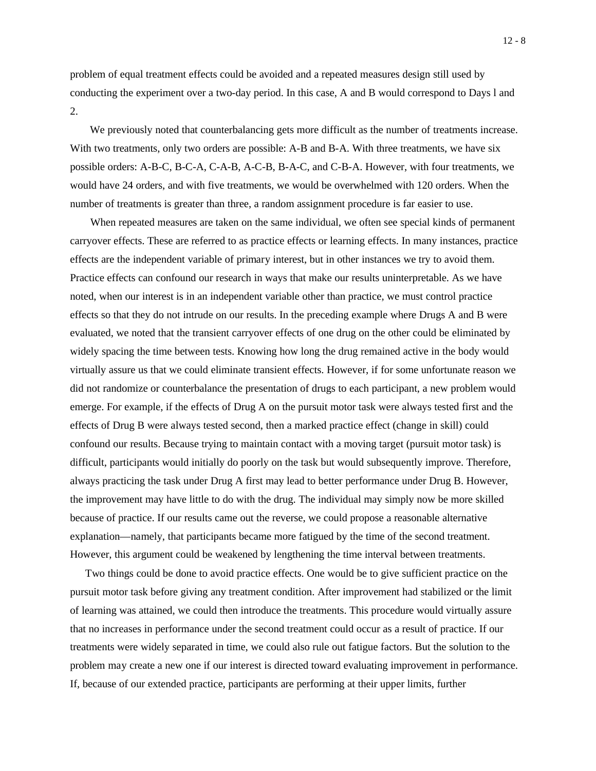problem of equal treatment effects could be avoided and a repeated measures design still used by conducting the experiment over a two-day period. In this case, A and B would correspond to Days l and 2.

We previously noted that counterbalancing gets more difficult as the number of treatments increase. With two treatments, only two orders are possible: A-B and B-A. With three treatments, we have six possible orders: A-B-C, B-C-A, C-A-B, A-C-B, B-A-C, and C-B-A. However, with four treatments, we would have 24 orders, and with five treatments, we would be overwhelmed with 120 orders. When the number of treatments is greater than three, a random assignment procedure is far easier to use.

When repeated measures are taken on the same individual, we often see special kinds of permanent carryover effects. These are referred to as practice effects or learning effects. In many instances, practice effects are the independent variable of primary interest, but in other instances we try to avoid them. Practice effects can confound our research in ways that make our results uninterpretable. As we have noted, when our interest is in an independent variable other than practice, we must control practice effects so that they do not intrude on our results. In the preceding example where Drugs A and B were evaluated, we noted that the transient carryover effects of one drug on the other could be eliminated by widely spacing the time between tests. Knowing how long the drug remained active in the body would virtually assure us that we could eliminate transient effects. However, if for some unfortunate reason we did not randomize or counterbalance the presentation of drugs to each participant, a new problem would emerge. For example, if the effects of Drug A on the pursuit motor task were always tested first and the effects of Drug B were always tested second, then a marked practice effect (change in skill) could confound our results. Because trying to maintain contact with a moving target (pursuit motor task) is difficult, participants would initially do poorly on the task but would subsequently improve. Therefore, always practicing the task under Drug A first may lead to better performance under Drug B. However, the improvement may have little to do with the drug. The individual may simply now be more skilled because of practice. If our results came out the reverse, we could propose a reasonable alternative explanation—namely, that participants became more fatigued by the time of the second treatment. However, this argument could be weakened by lengthening the time interval between treatments.

Two things could be done to avoid practice effects. One would be to give sufficient practice on the pursuit motor task before giving any treatment condition. After improvement had stabilized or the limit of learning was attained, we could then introduce the treatments. This procedure would virtually assure that no increases in performance under the second treatment could occur as a result of practice. If our treatments were widely separated in time, we could also rule out fatigue factors. But the solution to the problem may create a new one if our interest is directed toward evaluating improvement in performance. If, because of our extended practice, participants are performing at their upper limits, further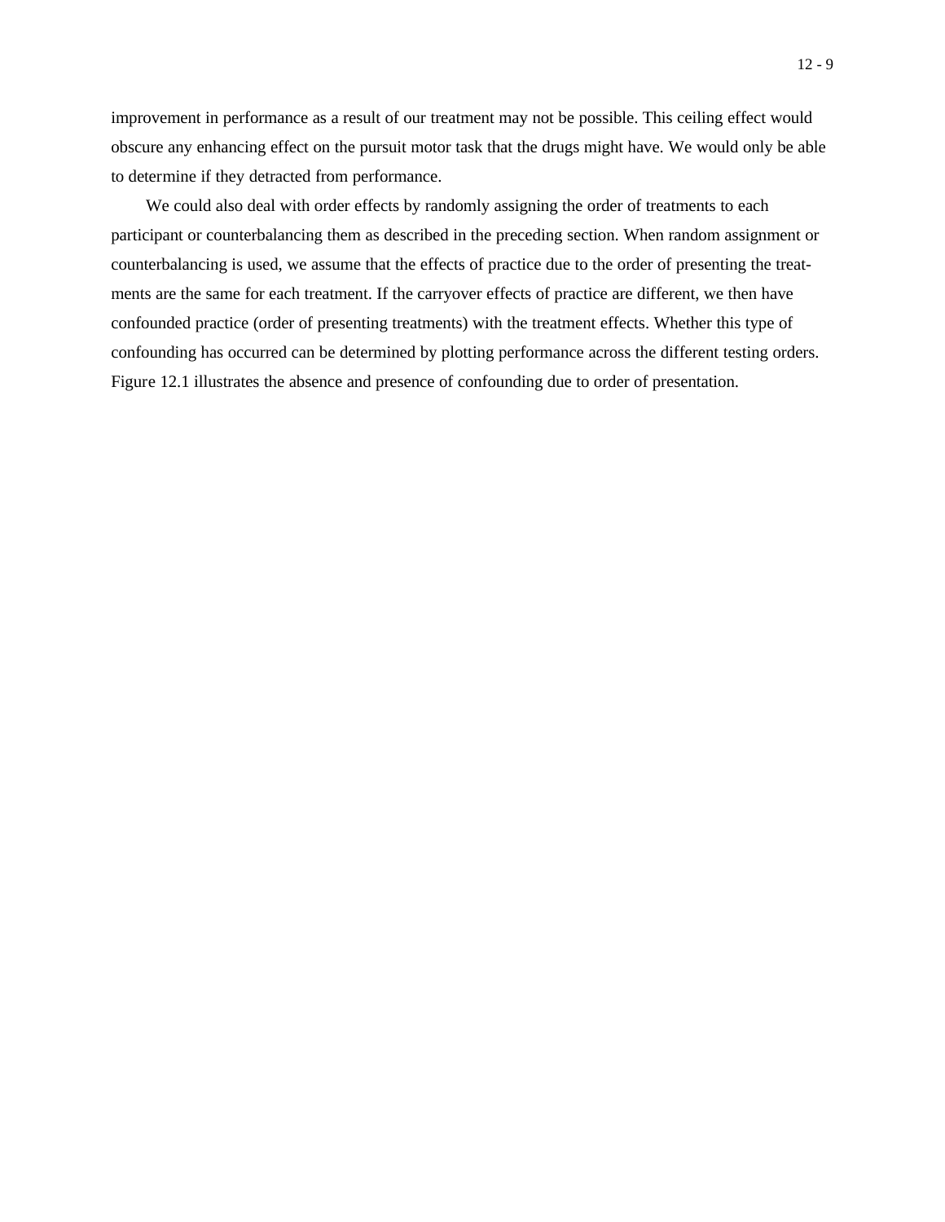improvement in performance as a result of our treatment may not be possible. This ceiling effect would obscure any enhancing effect on the pursuit motor task that the drugs might have. We would only be able to determine if they detracted from performance.

We could also deal with order effects by randomly assigning the order of treatments to each participant or counterbalancing them as described in the preceding section. When random assignment or counterbalancing is used, we assume that the effects of practice due to the order of presenting the treatments are the same for each treatment. If the carryover effects of practice are different, we then have confounded practice (order of presenting treatments) with the treatment effects. Whether this type of confounding has occurred can be determined by plotting performance across the different testing orders. Figure 12.1 illustrates the absence and presence of confounding due to order of presentation.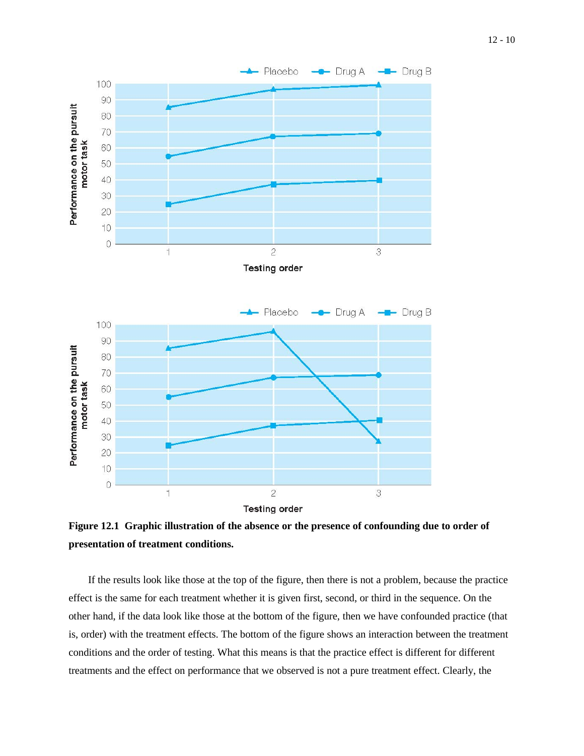**Figure 12.1 Graphic illustration of the absence or the presence of confounding due to order of presentation of treatment conditions.**

If the results look like those at the top of the figure, then there is not a problem, because the practice effect is the same for each treatment whether it is given first, second, or third in the sequence. On the other hand, if the data look like those at the bottom of the figure, then we have confounded practice (that is, order) with the treatment effects. The bottom of the figure shows an interaction between the treatment conditions and the order of testing. What this means is that the practice effect is different for different treatments and the effect on performance that we observed is not a pure treatment effect. Clearly, the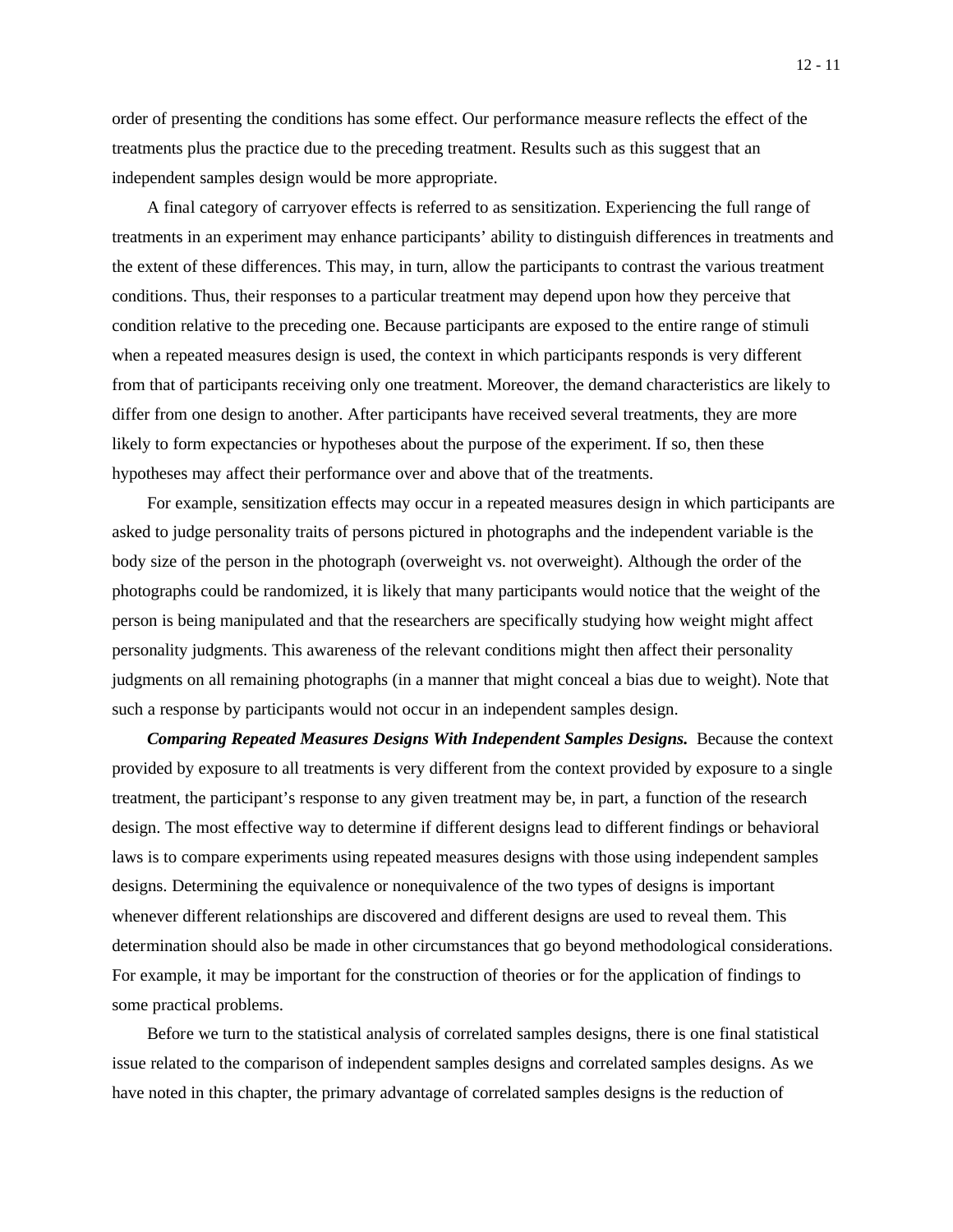order of presenting the conditions has some effect. Our performance measure reflects the effect of the treatments plus the practice due to the preceding treatment. Results such as this suggest that an independent samples design would be more appropriate.

A final category of carryover effects is referred to as sensitization. Experiencing the full range of treatments in an experiment may enhance participants' ability to distinguish differences in treatments and the extent of these differences. This may, in turn, allow the participants to contrast the various treatment conditions. Thus, their responses to a particular treatment may depend upon how they perceive that condition relative to the preceding one. Because participants are exposed to the entire range of stimuli when a repeated measures design is used, the context in which participants responds is very different from that of participants receiving only one treatment. Moreover, the demand characteristics are likely to differ from one design to another. After participants have received several treatments, they are more likely to form expectancies or hypotheses about the purpose of the experiment. If so, then these hypotheses may affect their performance over and above that of the treatments.

For example, sensitization effects may occur in a repeated measures design in which participants are asked to judge personality traits of persons pictured in photographs and the independent variable is the body size of the person in the photograph (overweight vs. not overweight). Although the order of the photographs could be randomized, it is likely that many participants would notice that the weight of the person is being manipulated and that the researchers are specifically studying how weight might affect personality judgments. This awareness of the relevant conditions might then affect their personality judgments on all remaining photographs (in a manner that might conceal a bias due to weight). Note that such a response by participants would not occur in an independent samples design.

***Comparing Repeated Measures Designs With Independent Samples Designs.*** Because the context provided by exposure to all treatments is very different from the context provided by exposure to a single treatment, the participant's response to any given treatment may be, in part, a function of the research design. The most effective way to determine if different designs lead to different findings or behavioral laws is to compare experiments using repeated measures designs with those using independent samples designs. Determining the equivalence or nonequivalence of the two types of designs is important whenever different relationships are discovered and different designs are used to reveal them. This determination should also be made in other circumstances that go beyond methodological considerations. For example, it may be important for the construction of theories or for the application of findings to some practical problems.

Before we turn to the statistical analysis of correlated samples designs, there is one final statistical issue related to the comparison of independent samples designs and correlated samples designs. As we have noted in this chapter, the primary advantage of correlated samples designs is the reduction of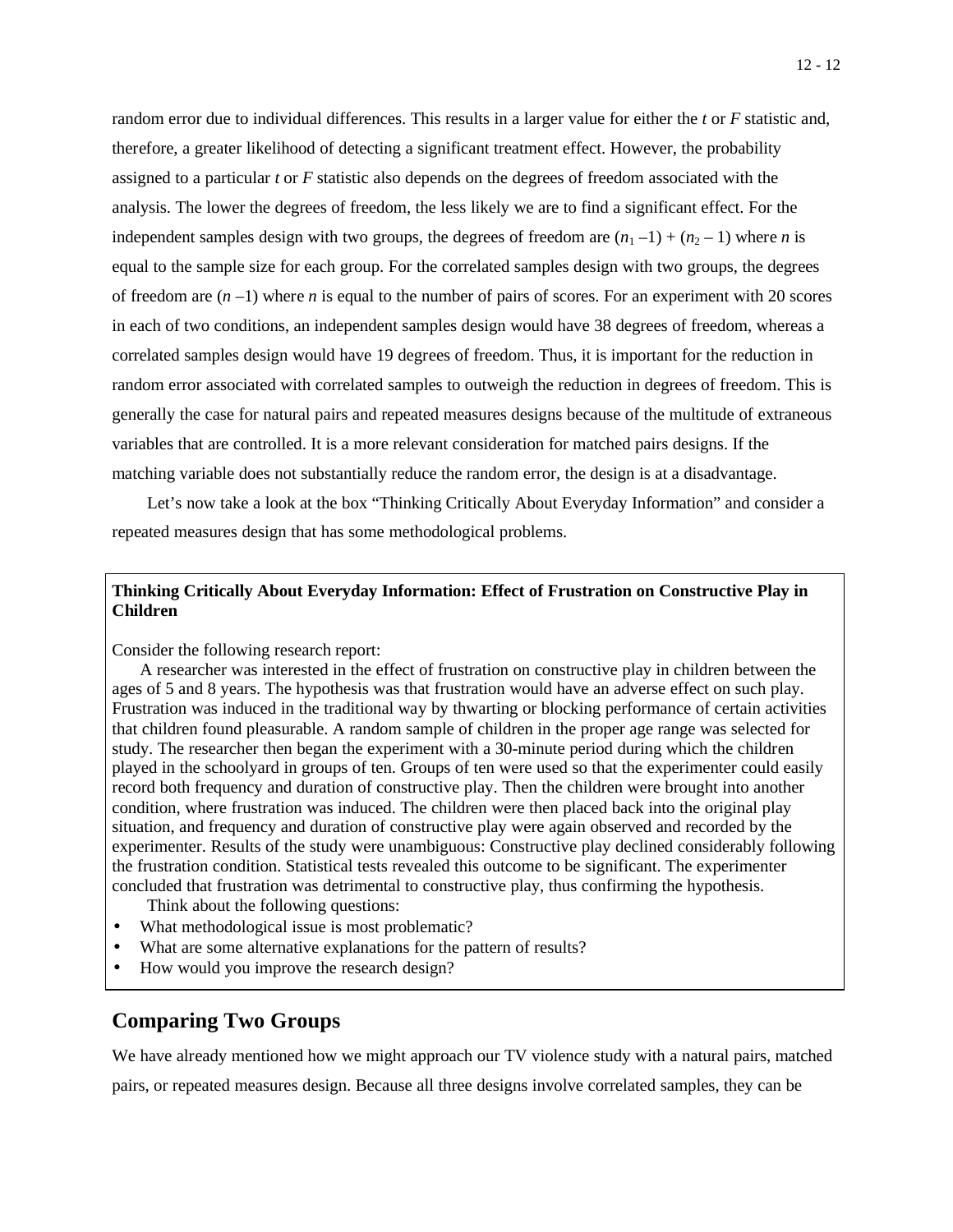random error due to individual differences. This results in a larger value for either the *t* or *F* statistic and, therefore, a greater likelihood of detecting a significant treatment effect. However, the probability assigned to a particular *t* or *F* statistic also depends on the degrees of freedom associated with the analysis. The lower the degrees of freedom, the less likely we are to find a significant effect. For the independent samples design with two groups, the degrees of freedom are $(n_1 - 1) + (n_2 - 1)$ where $n$ is equal to the sample size for each group. For the correlated samples design with two groups, the degrees of freedom are $(n - 1)$ where $n$ is equal to the number of pairs of scores. For an experiment with 20 scores in each of two conditions, an independent samples design would have 38 degrees of freedom, whereas a correlated samples design would have 19 degrees of freedom. Thus, it is important for the reduction in random error associated with correlated samples to outweigh the reduction in degrees of freedom. This is generally the case for natural pairs and repeated measures designs because of the multitude of extraneous variables that are controlled. It is a more relevant consideration for matched pairs designs. If the matching variable does not substantially reduce the random error, the design is at a disadvantage.

Let's now take a look at the box "Thinking Critically About Everyday Information" and consider a repeated measures design that has some methodological problems.

**Thinking Critically About Everyday Information: Effect of Frustration on Constructive Play in Children**

Consider the following research report:

A researcher was interested in the effect of frustration on constructive play in children between the ages of 5 and 8 years. The hypothesis was that frustration would have an adverse effect on such play. Frustration was induced in the traditional way by thwarting or blocking performance of certain activities that children found pleasurable. A random sample of children in the proper age range was selected for study. The researcher then began the experiment with a 30-minute period during which the children played in the schoolyard in groups of ten. Groups of ten were used so that the experimenter could easily record both frequency and duration of constructive play. Then the children were brought into another condition, where frustration was induced. The children were then placed back into the original play situation, and frequency and duration of constructive play were again observed and recorded by the experimenter. Results of the study were unambiguous: Constructive play declined considerably following the frustration condition. Statistical tests revealed this outcome to be significant. The experimenter concluded that frustration was detrimental to constructive play, thus confirming the hypothesis.

Think about the following questions:

- What methodological issue is most problematic?
- What are some alternative explanations for the pattern of results?
- How would you improve the research design?

## Comparing Two Groups

We have already mentioned how we might approach our TV violence study with a natural pairs, matched pairs, or repeated measures design. Because all three designs involve correlated samples, they can be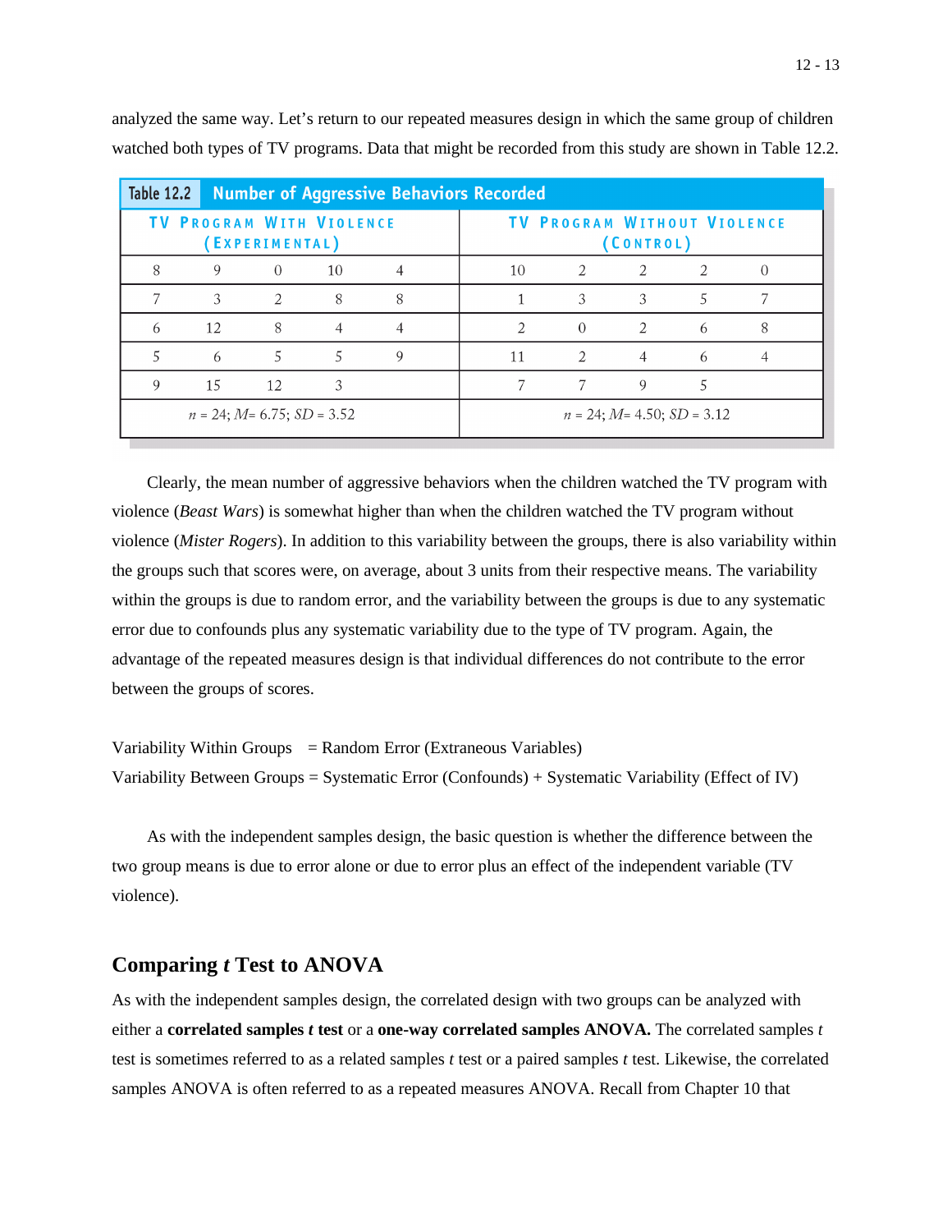analyzed the same way. Let's return to our repeated measures design in which the same group of children watched both types of TV programs. Data that might be recorded from this study are shown in Table 12.2.

**Table 12.2 Number of Aggressive Behaviors Recorded**

| TV Program With Violence (Experimental) | | | | | TV Program Without Violence (Control) | | | | |
|---|---|---|---|---|---|---|---|---|---|
| 8 | 9 | 0 | 10 | 4 | 10 | 2 | 2 | 2 | 0 |
| 7 | 3 | 2 | 8 | 8 | 1 | 3 | 3 | 5 | 7 |
| 6 | 12 | 8 | 4 | 4 | 2 | 0 | 2 | 6 | 8 |
| 5 | 6 | 5 | 5 | 9 | 11 | 2 | 4 | 6 | 4 |
| 9 | 15 | 12 | 3 | | 7 | 7 | 9 | 5 | |
| $n$ = 24; $M$= 6.75; $SD$ = 3.52 | | | | | $n$ = 24; $M$= 4.50; $SD$ = 3.12 | | | | |

Clearly, the mean number of aggressive behaviors when the children watched the TV program with violence (*Beast Wars*) is somewhat higher than when the children watched the TV program without violence (*Mister Rogers*). In addition to this variability between the groups, there is also variability within the groups such that scores were, on average, about 3 units from their respective means. The variability within the groups is due to random error, and the variability between the groups is due to any systematic error due to confounds plus any systematic variability due to the type of TV program. Again, the advantage of the repeated measures design is that individual differences do not contribute to the error between the groups of scores.

Variability Within Groups = Random Error (Extraneous Variables)
Variability Between Groups = Systematic Error (Confounds) + Systematic Variability (Effect of IV)

As with the independent samples design, the basic question is whether the difference between the two group means is due to error alone or due to error plus an effect of the independent variable (TV violence).

## Comparing *t* Test to ANOVA

As with the independent samples design, the correlated design with two groups can be analyzed with either a **correlated samples *t* test** or a **one-way correlated samples ANOVA.** The correlated samples *t* test is sometimes referred to as a related samples *t* test or a paired samples *t* test. Likewise, the correlated samples ANOVA is often referred to as a repeated measures ANOVA. Recall from Chapter 10 that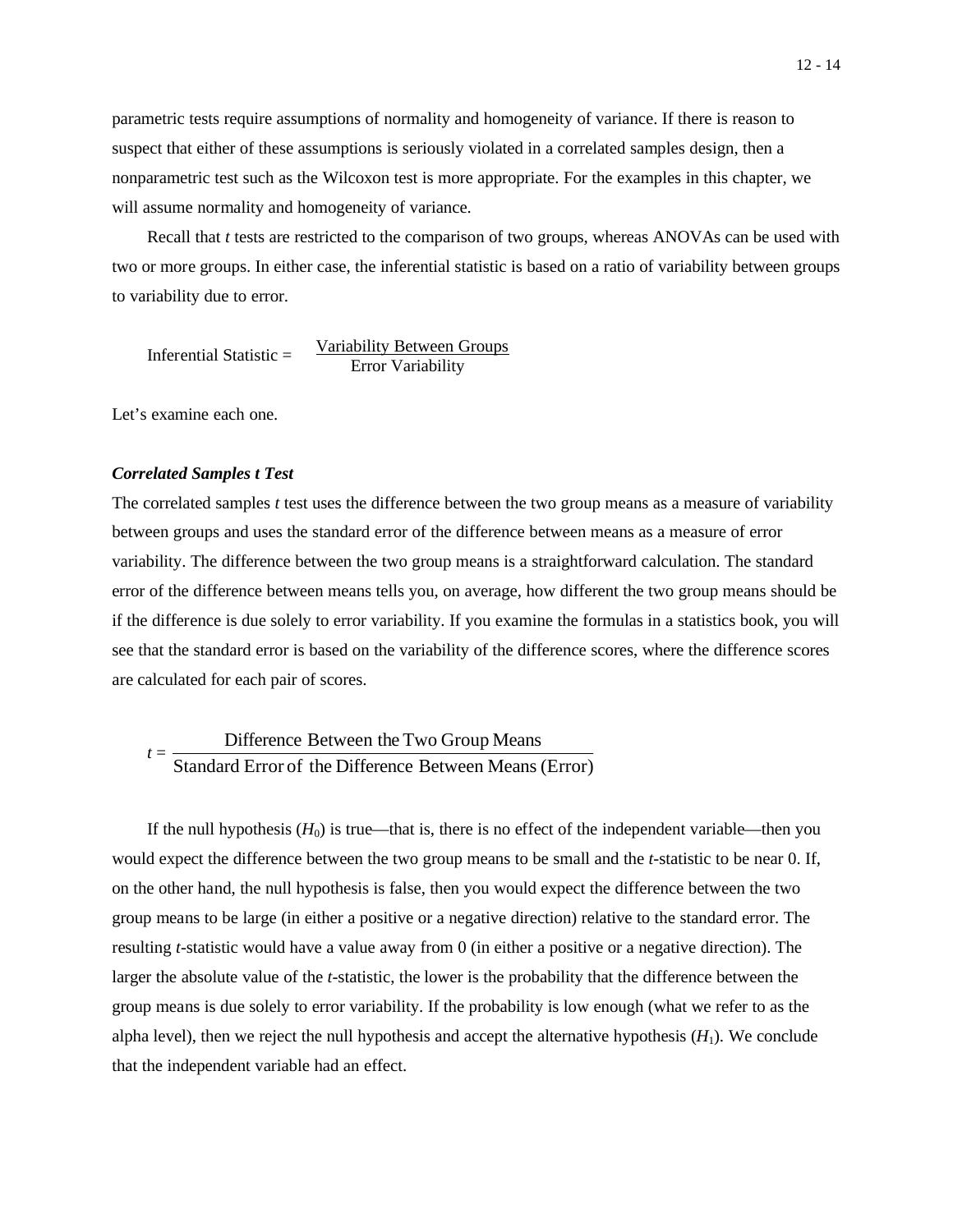parametric tests require assumptions of normality and homogeneity of variance. If there is reason to suspect that either of these assumptions is seriously violated in a correlated samples design, then a nonparametric test such as the Wilcoxon test is more appropriate. For the examples in this chapter, we will assume normality and homogeneity of variance.

Recall that *t* tests are restricted to the comparison of two groups, whereas ANOVAs can be used with two or more groups. In either case, the inferential statistic is based on a ratio of variability between groups to variability due to error.

$$\text{Inferential Statistic} = \frac{\text{Variability Between Groups}}{\text{Error Variability}}$$

Let's examine each one.

### *Correlated Samples t Test*

The correlated samples *t* test uses the difference between the two group means as a measure of variability between groups and uses the standard error of the difference between means as a measure of error variability. The difference between the two group means is a straightforward calculation. The standard error of the difference between means tells you, on average, how different the two group means should be if the difference is due solely to error variability. If you examine the formulas in a statistics book, you will see that the standard error is based on the variability of the difference scores, where the difference scores are calculated for each pair of scores.

$$t = \frac{\text{Difference Between the Two Group Means}}{\text{Standard Error of the Difference Between Means (Error)}}$$

If the null hypothesis ($H_0$) is true—that is, there is no effect of the independent variable—then you would expect the difference between the two group means to be small and the *t*-statistic to be near 0. If, on the other hand, the null hypothesis is false, then you would expect the difference between the two group means to be large (in either a positive or a negative direction) relative to the standard error. The resulting *t*-statistic would have a value away from 0 (in either a positive or a negative direction). The larger the absolute value of the *t*-statistic, the lower is the probability that the difference between the group means is due solely to error variability. If the probability is low enough (what we refer to as the alpha level), then we reject the null hypothesis and accept the alternative hypothesis ($H_1$). We conclude that the independent variable had an effect.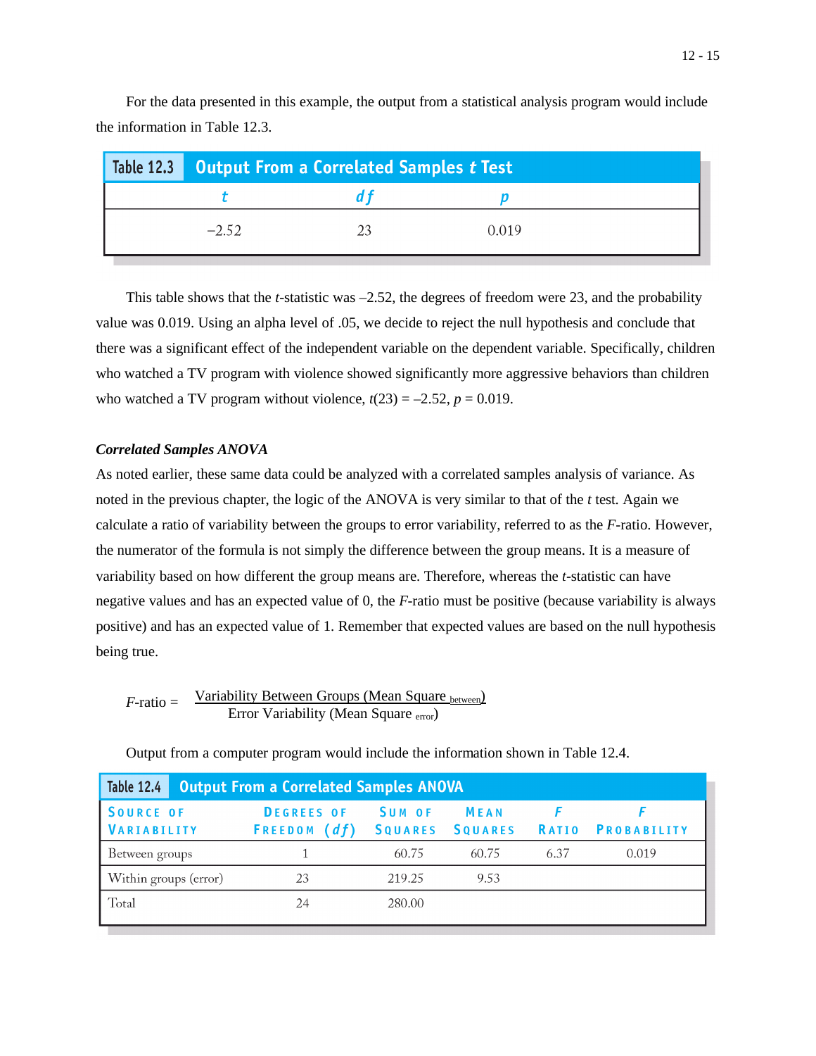For the data presented in this example, the output from a statistical analysis program would include the information in Table 12.3.

**Table 12.3 Output From a Correlated Samples *t* Test**

| *t* | *df* | *p* |
|---|---|---|
| −2.52 | 23 | 0.019 |

This table shows that the *t*-statistic was –2.52, the degrees of freedom were 23, and the probability value was 0.019. Using an alpha level of .05, we decide to reject the null hypothesis and conclude that there was a significant effect of the independent variable on the dependent variable. Specifically, children who watched a TV program with violence showed significantly more aggressive behaviors than children who watched a TV program without violence, $t(23) = -2.52$, $p = 0.019$.

### *Correlated Samples ANOVA*

As noted earlier, these same data could be analyzed with a correlated samples analysis of variance. As noted in the previous chapter, the logic of the ANOVA is very similar to that of the *t* test. Again we calculate a ratio of variability between the groups to error variability, referred to as the *F*-ratio. However, the numerator of the formula is not simply the difference between the group means. It is a measure of variability based on how different the group means are. Therefore, whereas the *t*-statistic can have negative values and has an expected value of 0, the *F*-ratio must be positive (because variability is always positive) and has an expected value of 1. Remember that expected values are based on the null hypothesis being true.

$$F\text{-ratio} = \frac{\text{Variability Between Groups (Mean Square}_{\text{between}})}{\text{Error Variability (Mean Square}_{\text{error}})}$$

Output from a computer program would include the information shown in Table 12.4.

**Table 12.4 Output From a Correlated Samples ANOVA**

| Source of Variability | Degrees of Freedom (*df*) | Sum of Squares | Mean Squares | *F* Ratio | *F* Probability |
|---|---|---|---|---|---|
| Between groups | 1 | 60.75 | 60.75 | 6.37 | 0.019 |
| Within groups (error) | 23 | 219.25 | 9.53 | | |
| Total | 24 | 280.00 | | | |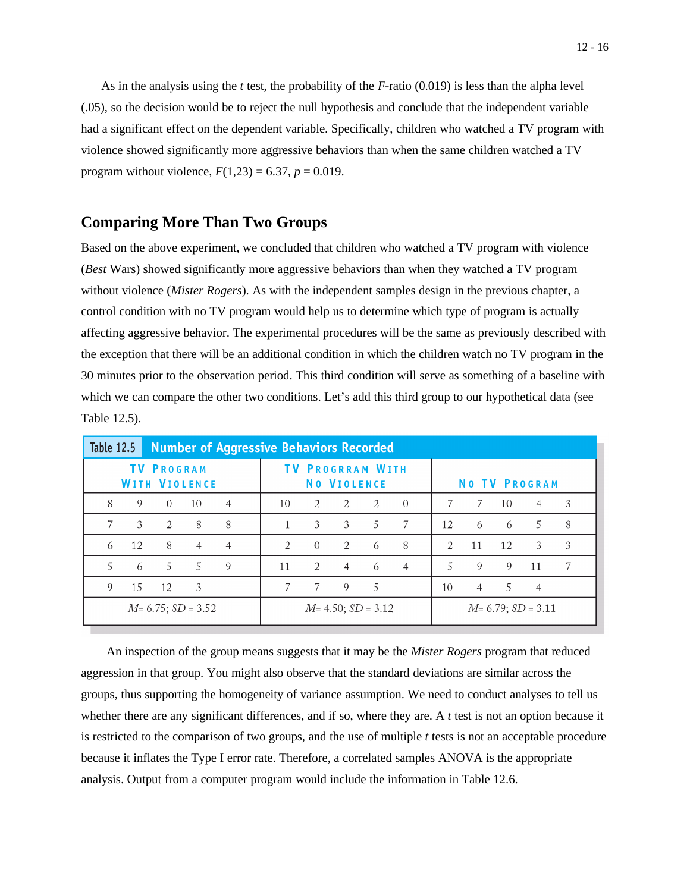As in the analysis using the *t* test, the probability of the *F*-ratio (0.019) is less than the alpha level (.05), so the decision would be to reject the null hypothesis and conclude that the independent variable had a significant effect on the dependent variable. Specifically, children who watched a TV program with violence showed significantly more aggressive behaviors than when the same children watched a TV program without violence, $F(1,23) = 6.37$, $p = 0.019$.

## Comparing More Than Two Groups

Based on the above experiment, we concluded that children who watched a TV program with violence (*Best* Wars) showed significantly more aggressive behaviors than when they watched a TV program without violence (*Mister Rogers*). As with the independent samples design in the previous chapter, a control condition with no TV program would help us to determine which type of program is actually affecting aggressive behavior. The experimental procedures will be the same as previously described with the exception that there will be an additional condition in which the children watch no TV program in the 30 minutes prior to the observation period. This third condition will serve as something of a baseline with which we can compare the other two conditions. Let's add this third group to our hypothetical data (see Table 12.5).

**Table 12.5 Number of Aggressive Behaviors Recorded**

| TV Program With Violence | | | | | TV Program With No Violence | | | | | No TV Program | | | | |
|---|---|---|---|---|---|---|---|---|---|---|---|---|---|---|
| 8 | 9 | 0 | 10 | 4 | 10 | 2 | 2 | 2 | 0 | 7 | 7 | 10 | 4 | 3 |
| 7 | 3 | 2 | 8 | 8 | 1 | 3 | 3 | 5 | 7 | 12 | 6 | 6 | 5 | 8 |
| 6 | 12 | 8 | 4 | 4 | 2 | 0 | 2 | 6 | 8 | 2 | 11 | 12 | 3 | 3 |
| 5 | 6 | 5 | 5 | 9 | 11 | 2 | 4 | 6 | 4 | 5 | 9 | 9 | 11 | 7 |
| 9 | 15 | 12 | 3 | | 7 | 7 | 9 | 5 | | 10 | 4 | 5 | 4 | |
| $M = 6.75$; $SD = 3.52$ | | | | | $M = 4.50$; $SD = 3.12$ | | | | | $M = 6.79$; $SD = 3.11$ | | | | |

An inspection of the group means suggests that it may be the *Mister Rogers* program that reduced aggression in that group. You might also observe that the standard deviations are similar across the groups, thus supporting the homogeneity of variance assumption. We need to conduct analyses to tell us whether there are any significant differences, and if so, where they are. A *t* test is not an option because it is restricted to the comparison of two groups, and the use of multiple *t* tests is not an acceptable procedure because it inflates the Type I error rate. Therefore, a correlated samples ANOVA is the appropriate analysis. Output from a computer program would include the information in Table 12.6.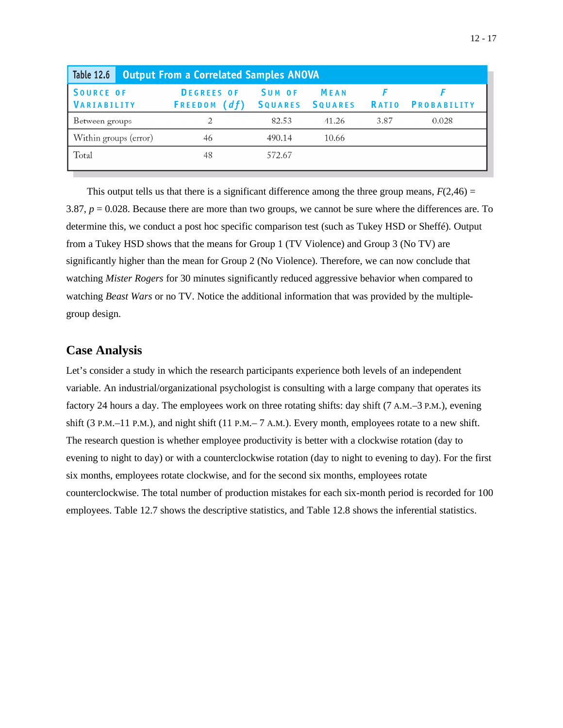**Table 12.6 Output From a Correlated Samples ANOVA**

| Source of Variability | Degrees of Freedom ($df$) | Sum of Squares | Mean Squares | $F$ Ratio | $F$ Probability |
|---|---|---|---|---|---|
| Between groups | 2 | 82.53 | 41.26 | 3.87 | 0.028 |
| Within groups (error) | 46 | 490.14 | 10.66 | | |
| Total | 48 | 572.67 | | | |

This output tells us that there is a significant difference among the three group means, $F(2,46) = 3.87$, $p = 0.028$. Because there are more than two groups, we cannot be sure where the differences are. To determine this, we conduct a post hoc specific comparison test (such as Tukey HSD or Sheffé). Output from a Tukey HSD shows that the means for Group 1 (TV Violence) and Group 3 (No TV) are significantly higher than the mean for Group 2 (No Violence). Therefore, we can now conclude that watching *Mister Rogers* for 30 minutes significantly reduced aggressive behavior when compared to watching *Beast Wars* or no TV. Notice the additional information that was provided by the multiple-group design.

## Case Analysis

Let's consider a study in which the research participants experience both levels of an independent variable. An industrial/organizational psychologist is consulting with a large company that operates its factory 24 hours a day. The employees work on three rotating shifts: day shift (7 A.M.–3 P.M.), evening shift (3 P.M.–11 P.M.), and night shift (11 P.M.– 7 A.M.). Every month, employees rotate to a new shift. The research question is whether employee productivity is better with a clockwise rotation (day to evening to night to day) or with a counterclockwise rotation (day to night to evening to day). For the first six months, employees rotate clockwise, and for the second six months, employees rotate counterclockwise. The total number of production mistakes for each six-month period is recorded for 100 employees. Table 12.7 shows the descriptive statistics, and Table 12.8 shows the inferential statistics.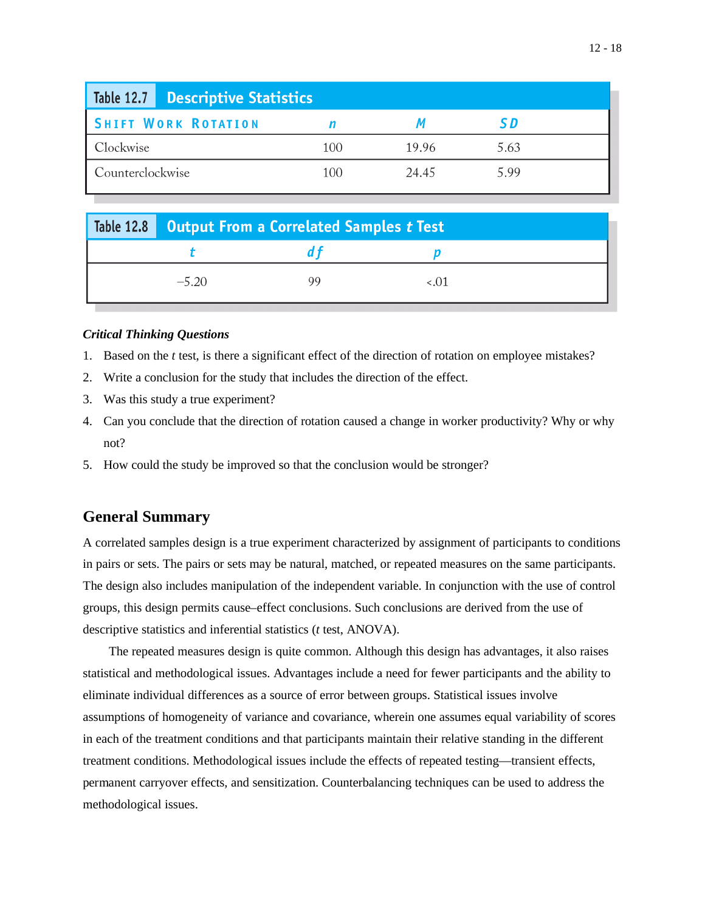Table 12.7 Descriptive Statistics

| Shift Work Rotation | $n$ | $M$ | $SD$ |
|---|---|---|---|
| Clockwise | 100 | 19.96 | 5.63 |
| Counterclockwise | 100 | 24.45 | 5.99 |

Table 12.8 Output From a Correlated Samples $t$ Test

| $t$ | $df$ | $p$ |
|---|---|---|
| −5.20 | 99 | <.01 |

***Critical Thinking Questions***

1. Based on the *t* test, is there a significant effect of the direction of rotation on employee mistakes?
2. Write a conclusion for the study that includes the direction of the effect.
3. Was this study a true experiment?
4. Can you conclude that the direction of rotation caused a change in worker productivity? Why or why not?
5. How could the study be improved so that the conclusion would be stronger?

## General Summary

A correlated samples design is a true experiment characterized by assignment of participants to conditions in pairs or sets. The pairs or sets may be natural, matched, or repeated measures on the same participants. The design also includes manipulation of the independent variable. In conjunction with the use of control groups, this design permits cause–effect conclusions. Such conclusions are derived from the use of descriptive statistics and inferential statistics (*t* test, ANOVA).

The repeated measures design is quite common. Although this design has advantages, it also raises statistical and methodological issues. Advantages include a need for fewer participants and the ability to eliminate individual differences as a source of error between groups. Statistical issues involve assumptions of homogeneity of variance and covariance, wherein one assumes equal variability of scores in each of the treatment conditions and that participants maintain their relative standing in the different treatment conditions. Methodological issues include the effects of repeated testing—transient effects, permanent carryover effects, and sensitization. Counterbalancing techniques can be used to address the methodological issues.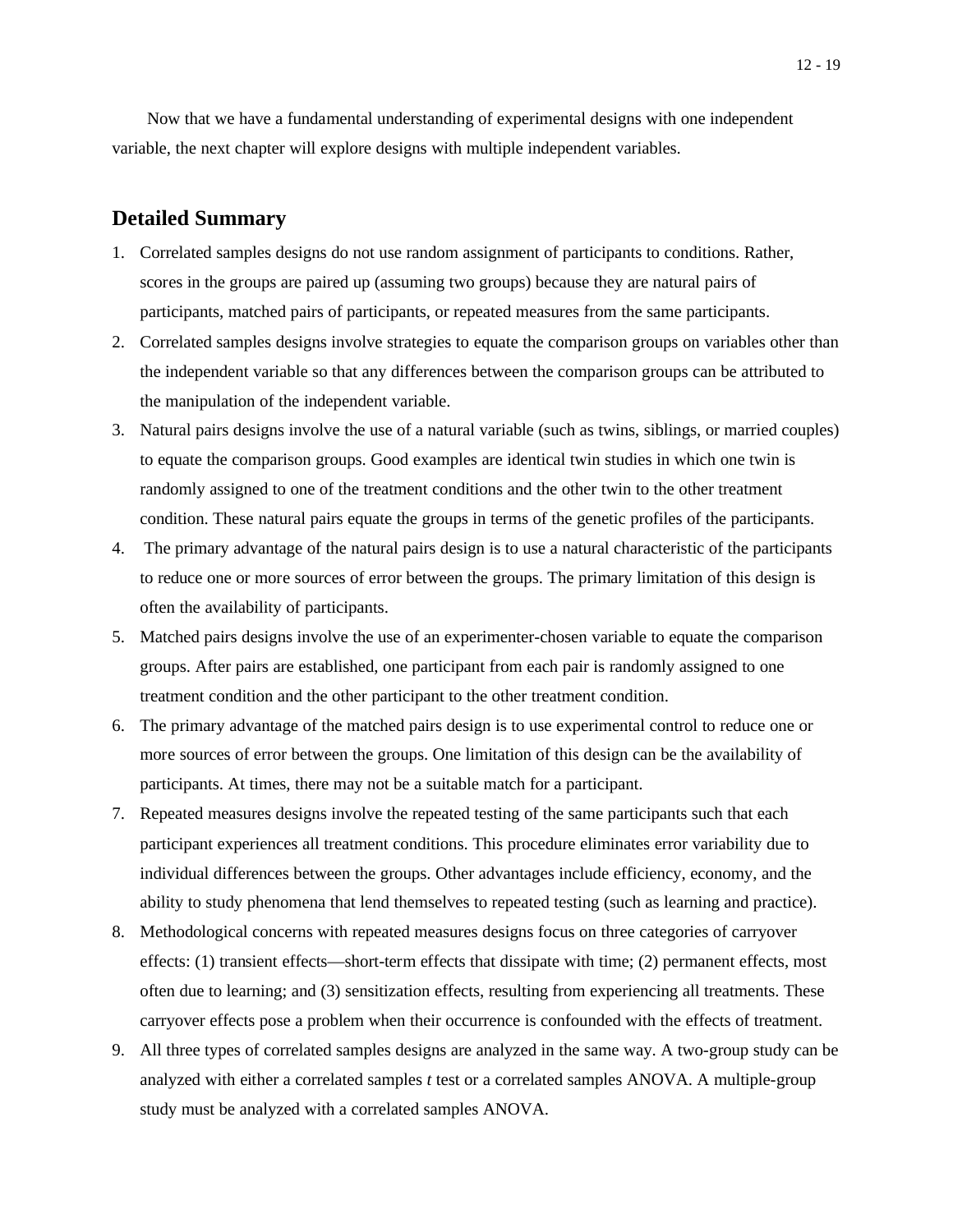Now that we have a fundamental understanding of experimental designs with one independent variable, the next chapter will explore designs with multiple independent variables.

## Detailed Summary

1. Correlated samples designs do not use random assignment of participants to conditions. Rather, scores in the groups are paired up (assuming two groups) because they are natural pairs of participants, matched pairs of participants, or repeated measures from the same participants.
2. Correlated samples designs involve strategies to equate the comparison groups on variables other than the independent variable so that any differences between the comparison groups can be attributed to the manipulation of the independent variable.
3. Natural pairs designs involve the use of a natural variable (such as twins, siblings, or married couples) to equate the comparison groups. Good examples are identical twin studies in which one twin is randomly assigned to one of the treatment conditions and the other twin to the other treatment condition. These natural pairs equate the groups in terms of the genetic profiles of the participants.
4. The primary advantage of the natural pairs design is to use a natural characteristic of the participants to reduce one or more sources of error between the groups. The primary limitation of this design is often the availability of participants.
5. Matched pairs designs involve the use of an experimenter-chosen variable to equate the comparison groups. After pairs are established, one participant from each pair is randomly assigned to one treatment condition and the other participant to the other treatment condition.
6. The primary advantage of the matched pairs design is to use experimental control to reduce one or more sources of error between the groups. One limitation of this design can be the availability of participants. At times, there may not be a suitable match for a participant.
7. Repeated measures designs involve the repeated testing of the same participants such that each participant experiences all treatment conditions. This procedure eliminates error variability due to individual differences between the groups. Other advantages include efficiency, economy, and the ability to study phenomena that lend themselves to repeated testing (such as learning and practice).
8. Methodological concerns with repeated measures designs focus on three categories of carryover effects: (1) transient effects—short-term effects that dissipate with time; (2) permanent effects, most often due to learning; and (3) sensitization effects, resulting from experiencing all treatments. These carryover effects pose a problem when their occurrence is confounded with the effects of treatment.
9. All three types of correlated samples designs are analyzed in the same way. A two-group study can be analyzed with either a correlated samples *t* test or a correlated samples ANOVA. A multiple-group study must be analyzed with a correlated samples ANOVA.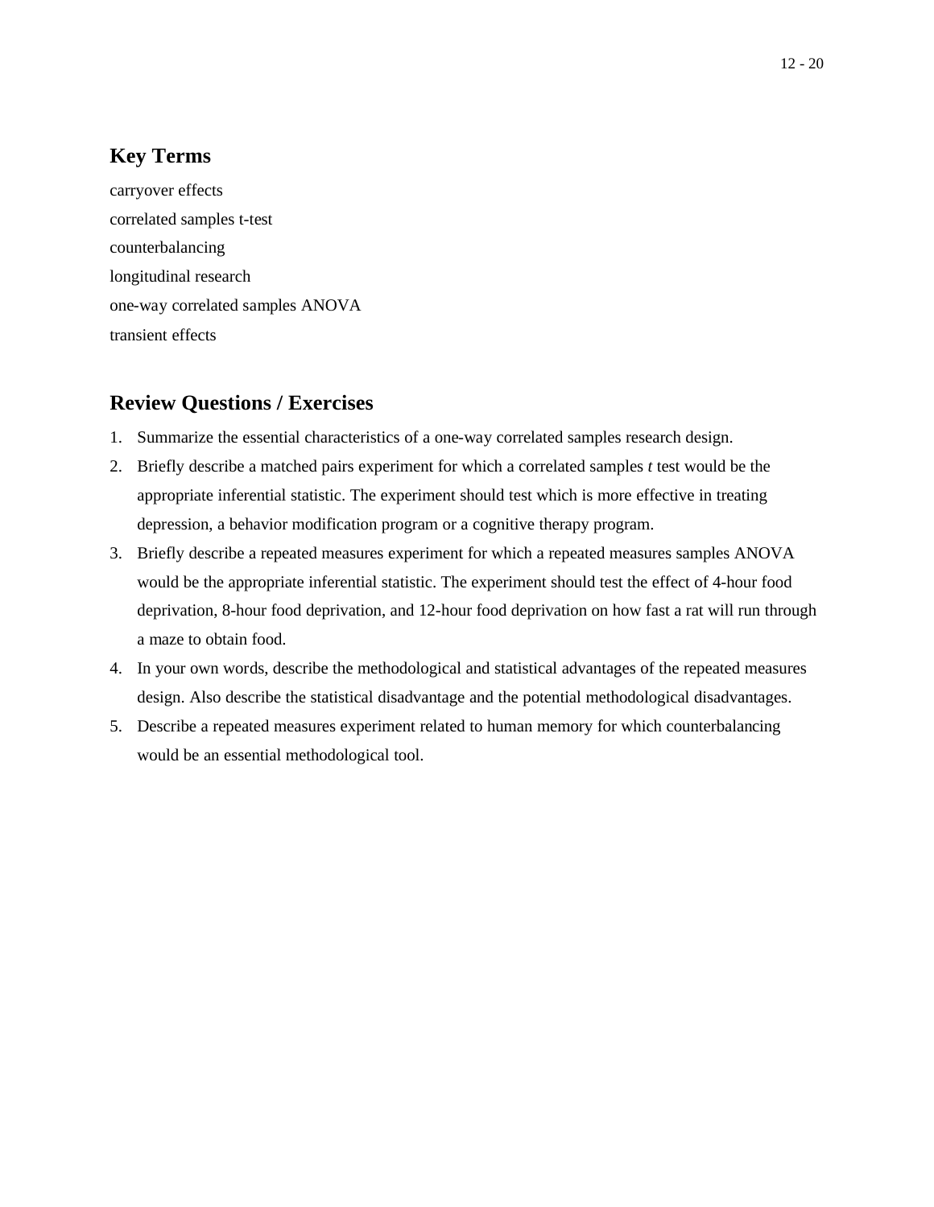## Key Terms

carryover effects
correlated samples t-test
counterbalancing
longitudinal research
one-way correlated samples ANOVA
transient effects

## Review Questions / Exercises

1. Summarize the essential characteristics of a one-way correlated samples research design.
2. Briefly describe a matched pairs experiment for which a correlated samples *t* test would be the appropriate inferential statistic. The experiment should test which is more effective in treating depression, a behavior modification program or a cognitive therapy program.
3. Briefly describe a repeated measures experiment for which a repeated measures samples ANOVA would be the appropriate inferential statistic. The experiment should test the effect of 4-hour food deprivation, 8-hour food deprivation, and 12-hour food deprivation on how fast a rat will run through a maze to obtain food.
4. In your own words, describe the methodological and statistical advantages of the repeated measures design. Also describe the statistical disadvantage and the potential methodological disadvantages.
5. Describe a repeated measures experiment related to human memory for which counterbalancing would be an essential methodological tool.